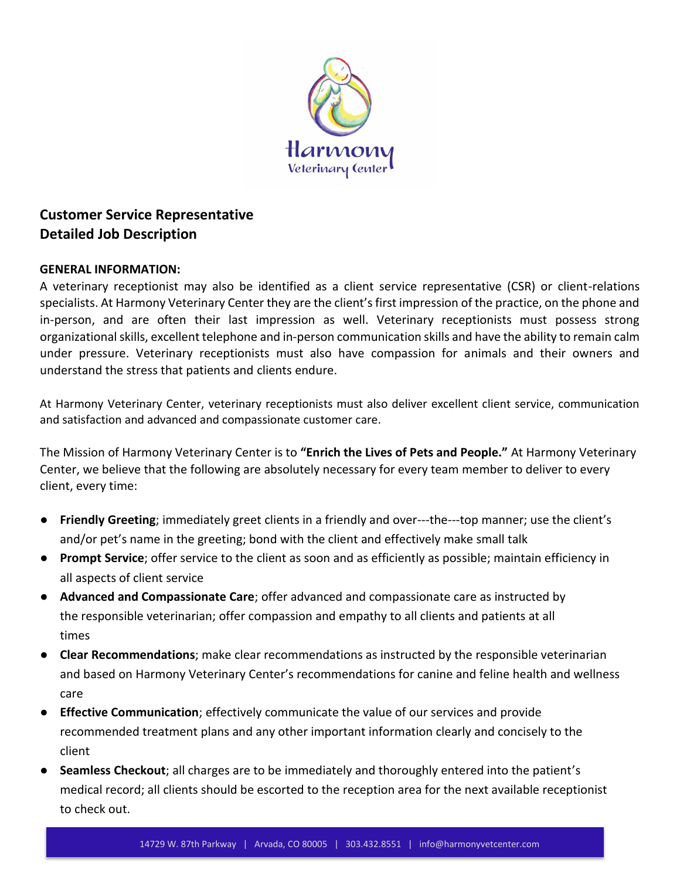## Customer Service Representative
## Detailed Job Description

**GENERAL INFORMATION:**

A veterinary receptionist may also be identified as a client service representative (CSR) or client-relations specialists. At Harmony Veterinary Center they are the client's first impression of the practice, on the phone and in-person, and are often their last impression as well. Veterinary receptionists must possess strong organizational skills, excellent telephone and in-person communication skills and have the ability to remain calm under pressure. Veterinary receptionists must also have compassion for animals and their owners and understand the stress that patients and clients endure.

At Harmony Veterinary Center, veterinary receptionists must also deliver excellent client service, communication and satisfaction and advanced and compassionate customer care.

The Mission of Harmony Veterinary Center is to **"Enrich the Lives of Pets and People."** At Harmony Veterinary Center, we believe that the following are absolutely necessary for every team member to deliver to every client, every time:

- **Friendly Greeting**; immediately greet clients in a friendly and over---the---top manner; use the client's and/or pet's name in the greeting; bond with the client and effectively make small talk
- **Prompt Service**; offer service to the client as soon and as efficiently as possible; maintain efficiency in all aspects of client service
- **Advanced and Compassionate Care**; offer advanced and compassionate care as instructed by the responsible veterinarian; offer compassion and empathy to all clients and patients at all times
- **Clear Recommendations**; make clear recommendations as instructed by the responsible veterinarian and based on Harmony Veterinary Center's recommendations for canine and feline health and wellness care
- **Effective Communication**; effectively communicate the value of our services and provide recommended treatment plans and any other important information clearly and concisely to the client
- **Seamless Checkout**; all charges are to be immediately and thoroughly entered into the patient's medical record; all clients should be escorted to the reception area for the next available receptionist to check out.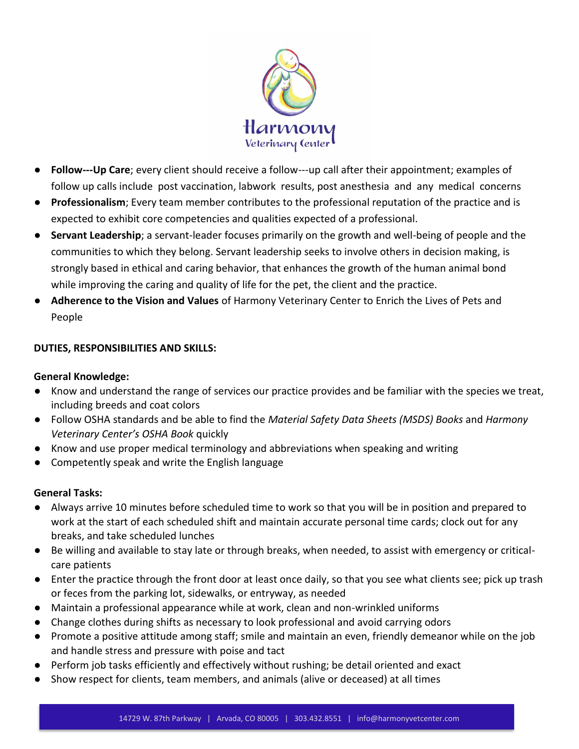- **Follow---Up Care**; every client should receive a follow---up call after their appointment; examples of follow up calls include post vaccination, labwork results, post anesthesia and any medical concerns
- **Professionalism**; Every team member contributes to the professional reputation of the practice and is expected to exhibit core competencies and qualities expected of a professional.
- **Servant Leadership**; a servant-leader focuses primarily on the growth and well-being of people and the communities to which they belong. Servant leadership seeks to involve others in decision making, is strongly based in ethical and caring behavior, that enhances the growth of the human animal bond while improving the caring and quality of life for the pet, the client and the practice.
- **Adherence to the Vision and Values** of Harmony Veterinary Center to Enrich the Lives of Pets and People

**DUTIES, RESPONSIBILITIES AND SKILLS:**

**General Knowledge:**

- Know and understand the range of services our practice provides and be familiar with the species we treat, including breeds and coat colors
- Follow OSHA standards and be able to find the *Material Safety Data Sheets (MSDS) Books* and *Harmony Veterinary Center's OSHA Book* quickly
- Know and use proper medical terminology and abbreviations when speaking and writing
- Competently speak and write the English language

**General Tasks:**

- Always arrive 10 minutes before scheduled time to work so that you will be in position and prepared to work at the start of each scheduled shift and maintain accurate personal time cards; clock out for any breaks, and take scheduled lunches
- Be willing and available to stay late or through breaks, when needed, to assist with emergency or critical-care patients
- Enter the practice through the front door at least once daily, so that you see what clients see; pick up trash or feces from the parking lot, sidewalks, or entryway, as needed
- Maintain a professional appearance while at work, clean and non-wrinkled uniforms
- Change clothes during shifts as necessary to look professional and avoid carrying odors
- Promote a positive attitude among staff; smile and maintain an even, friendly demeanor while on the job and handle stress and pressure with poise and tact
- Perform job tasks efficiently and effectively without rushing; be detail oriented and exact
- Show respect for clients, team members, and animals (alive or deceased) at all times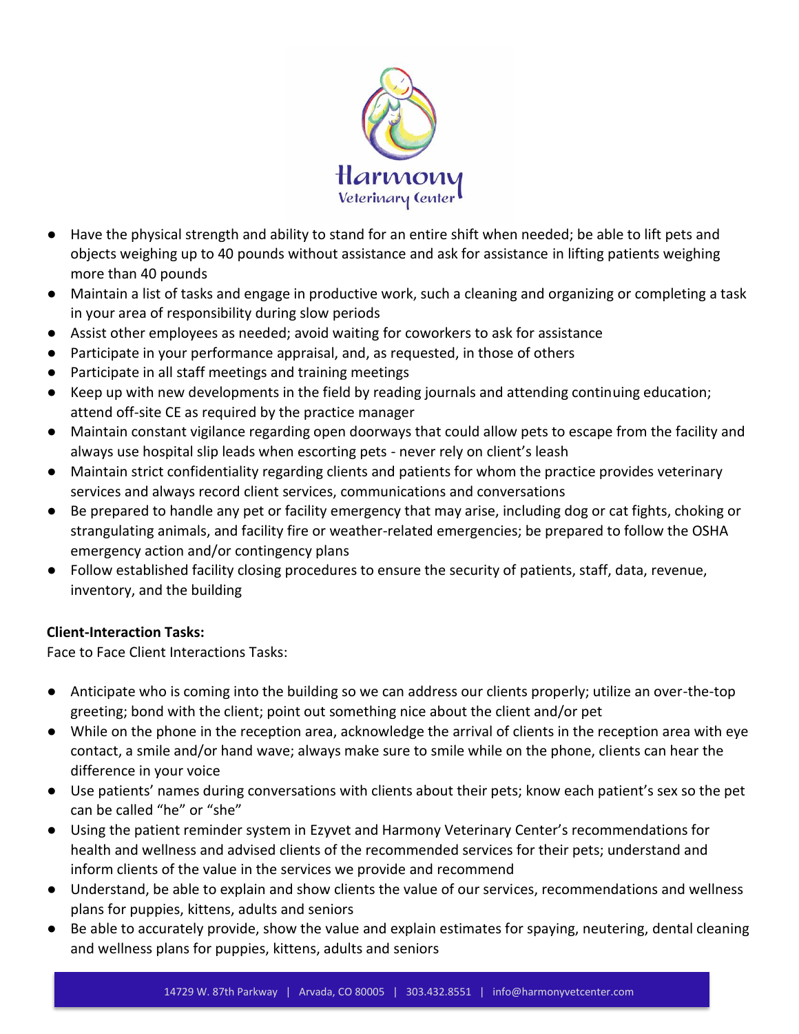- Have the physical strength and ability to stand for an entire shift when needed; be able to lift pets and objects weighing up to 40 pounds without assistance and ask for assistance in lifting patients weighing more than 40 pounds
- Maintain a list of tasks and engage in productive work, such a cleaning and organizing or completing a task in your area of responsibility during slow periods
- Assist other employees as needed; avoid waiting for coworkers to ask for assistance
- Participate in your performance appraisal, and, as requested, in those of others
- Participate in all staff meetings and training meetings
- Keep up with new developments in the field by reading journals and attending continuing education; attend off-site CE as required by the practice manager
- Maintain constant vigilance regarding open doorways that could allow pets to escape from the facility and always use hospital slip leads when escorting pets - never rely on client's leash
- Maintain strict confidentiality regarding clients and patients for whom the practice provides veterinary services and always record client services, communications and conversations
- Be prepared to handle any pet or facility emergency that may arise, including dog or cat fights, choking or strangulating animals, and facility fire or weather-related emergencies; be prepared to follow the OSHA emergency action and/or contingency plans
- Follow established facility closing procedures to ensure the security of patients, staff, data, revenue, inventory, and the building

**Client-Interaction Tasks:**

Face to Face Client Interactions Tasks:

- Anticipate who is coming into the building so we can address our clients properly; utilize an over-the-top greeting; bond with the client; point out something nice about the client and/or pet
- While on the phone in the reception area, acknowledge the arrival of clients in the reception area with eye contact, a smile and/or hand wave; always make sure to smile while on the phone, clients can hear the difference in your voice
- Use patients' names during conversations with clients about their pets; know each patient's sex so the pet can be called "he" or "she"
- Using the patient reminder system in Ezyvet and Harmony Veterinary Center's recommendations for health and wellness and advised clients of the recommended services for their pets; understand and inform clients of the value in the services we provide and recommend
- Understand, be able to explain and show clients the value of our services, recommendations and wellness plans for puppies, kittens, adults and seniors
- Be able to accurately provide, show the value and explain estimates for spaying, neutering, dental cleaning and wellness plans for puppies, kittens, adults and seniors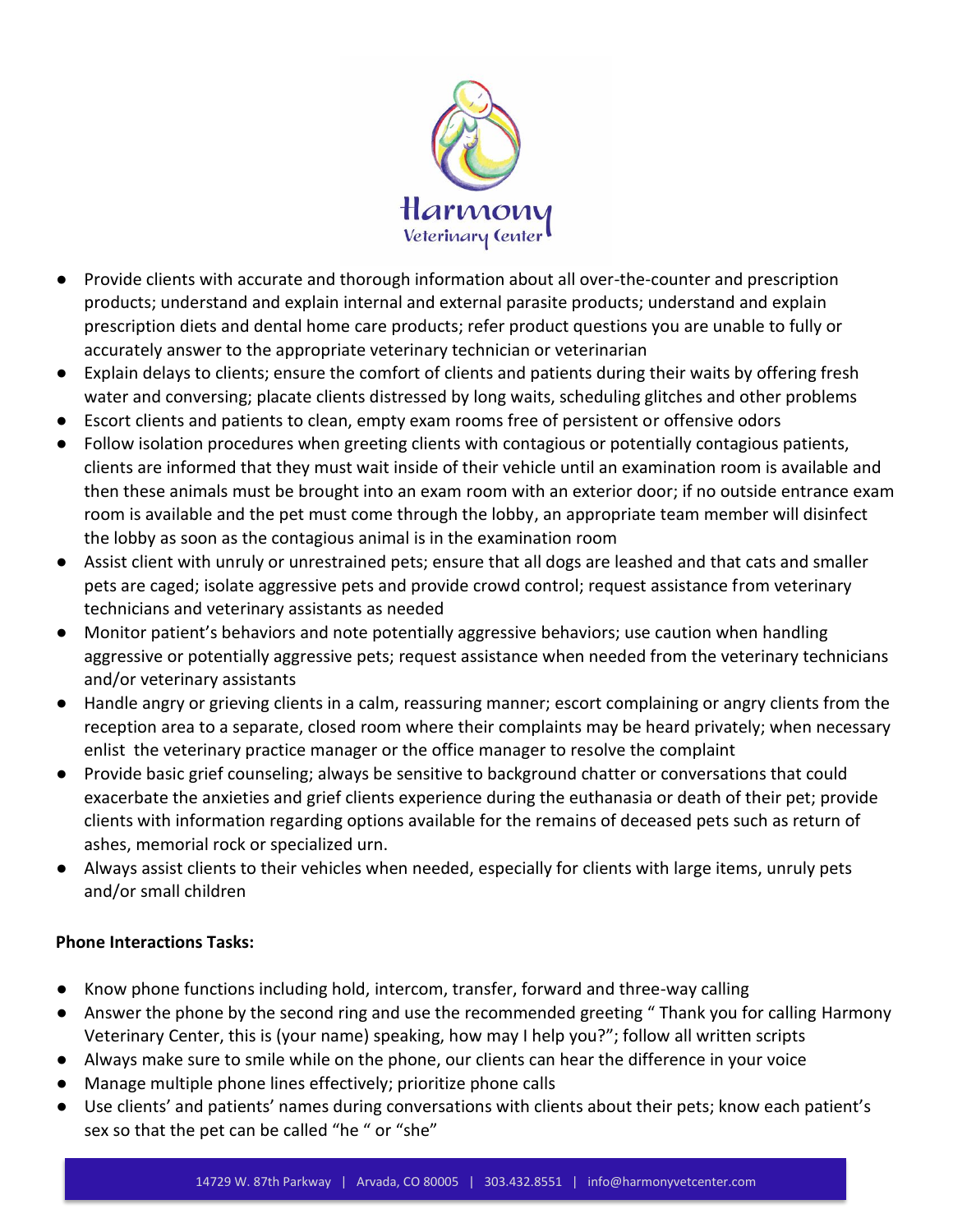- Provide clients with accurate and thorough information about all over-the-counter and prescription products; understand and explain internal and external parasite products; understand and explain prescription diets and dental home care products; refer product questions you are unable to fully or accurately answer to the appropriate veterinary technician or veterinarian
- Explain delays to clients; ensure the comfort of clients and patients during their waits by offering fresh water and conversing; placate clients distressed by long waits, scheduling glitches and other problems
- Escort clients and patients to clean, empty exam rooms free of persistent or offensive odors
- Follow isolation procedures when greeting clients with contagious or potentially contagious patients, clients are informed that they must wait inside of their vehicle until an examination room is available and then these animals must be brought into an exam room with an exterior door; if no outside entrance exam room is available and the pet must come through the lobby, an appropriate team member will disinfect the lobby as soon as the contagious animal is in the examination room
- Assist client with unruly or unrestrained pets; ensure that all dogs are leashed and that cats and smaller pets are caged; isolate aggressive pets and provide crowd control; request assistance from veterinary technicians and veterinary assistants as needed
- Monitor patient's behaviors and note potentially aggressive behaviors; use caution when handling aggressive or potentially aggressive pets; request assistance when needed from the veterinary technicians and/or veterinary assistants
- Handle angry or grieving clients in a calm, reassuring manner; escort complaining or angry clients from the reception area to a separate, closed room where their complaints may be heard privately; when necessary enlist the veterinary practice manager or the office manager to resolve the complaint
- Provide basic grief counseling; always be sensitive to background chatter or conversations that could exacerbate the anxieties and grief clients experience during the euthanasia or death of their pet; provide clients with information regarding options available for the remains of deceased pets such as return of ashes, memorial rock or specialized urn.
- Always assist clients to their vehicles when needed, especially for clients with large items, unruly pets and/or small children

**Phone Interactions Tasks:**

- Know phone functions including hold, intercom, transfer, forward and three-way calling
- Answer the phone by the second ring and use the recommended greeting " Thank you for calling Harmony Veterinary Center, this is (your name) speaking, how may I help you?"; follow all written scripts
- Always make sure to smile while on the phone, our clients can hear the difference in your voice
- Manage multiple phone lines effectively; prioritize phone calls
- Use clients' and patients' names during conversations with clients about their pets; know each patient's sex so that the pet can be called "he " or "she"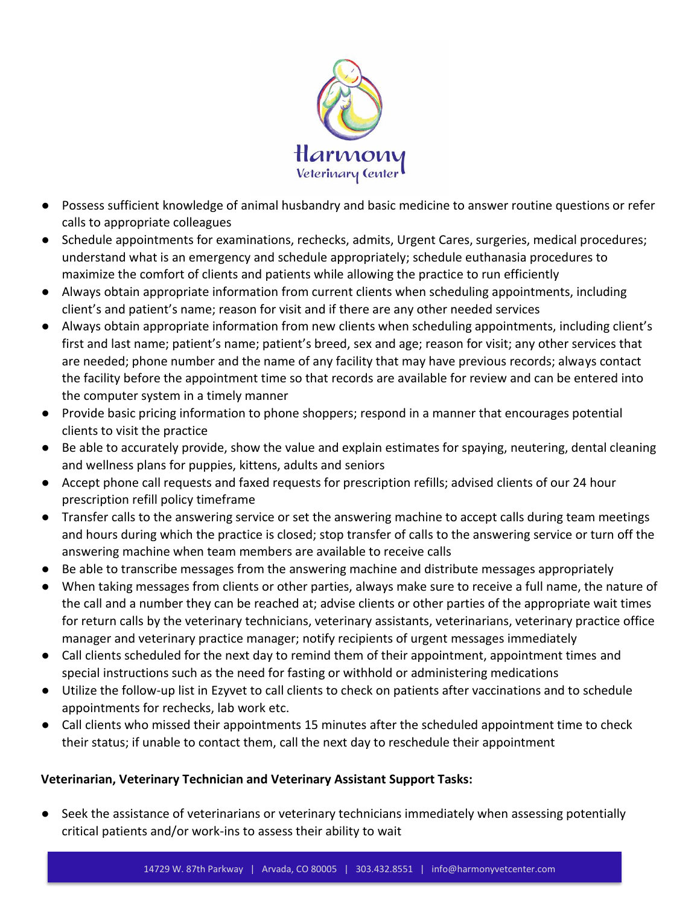- Possess sufficient knowledge of animal husbandry and basic medicine to answer routine questions or refer calls to appropriate colleagues
- Schedule appointments for examinations, rechecks, admits, Urgent Cares, surgeries, medical procedures; understand what is an emergency and schedule appropriately; schedule euthanasia procedures to maximize the comfort of clients and patients while allowing the practice to run efficiently
- Always obtain appropriate information from current clients when scheduling appointments, including client's and patient's name; reason for visit and if there are any other needed services
- Always obtain appropriate information from new clients when scheduling appointments, including client's first and last name; patient's name; patient's breed, sex and age; reason for visit; any other services that are needed; phone number and the name of any facility that may have previous records; always contact the facility before the appointment time so that records are available for review and can be entered into the computer system in a timely manner
- Provide basic pricing information to phone shoppers; respond in a manner that encourages potential clients to visit the practice
- Be able to accurately provide, show the value and explain estimates for spaying, neutering, dental cleaning and wellness plans for puppies, kittens, adults and seniors
- Accept phone call requests and faxed requests for prescription refills; advised clients of our 24 hour prescription refill policy timeframe
- Transfer calls to the answering service or set the answering machine to accept calls during team meetings and hours during which the practice is closed; stop transfer of calls to the answering service or turn off the answering machine when team members are available to receive calls
- Be able to transcribe messages from the answering machine and distribute messages appropriately
- When taking messages from clients or other parties, always make sure to receive a full name, the nature of the call and a number they can be reached at; advise clients or other parties of the appropriate wait times for return calls by the veterinary technicians, veterinary assistants, veterinarians, veterinary practice office manager and veterinary practice manager; notify recipients of urgent messages immediately
- Call clients scheduled for the next day to remind them of their appointment, appointment times and special instructions such as the need for fasting or withhold or administering medications
- Utilize the follow-up list in Ezyvet to call clients to check on patients after vaccinations and to schedule appointments for rechecks, lab work etc.
- Call clients who missed their appointments 15 minutes after the scheduled appointment time to check their status; if unable to contact them, call the next day to reschedule their appointment

**Veterinarian, Veterinary Technician and Veterinary Assistant Support Tasks:**

- Seek the assistance of veterinarians or veterinary technicians immediately when assessing potentially critical patients and/or work-ins to assess their ability to wait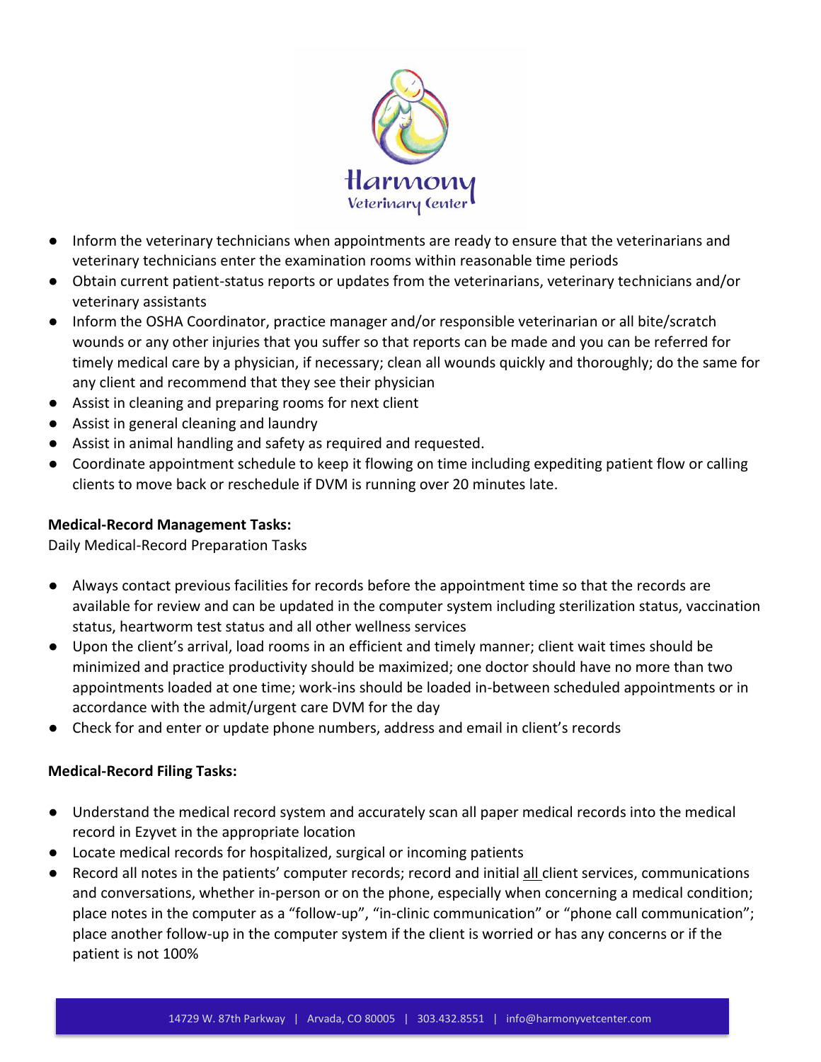- Inform the veterinary technicians when appointments are ready to ensure that the veterinarians and veterinary technicians enter the examination rooms within reasonable time periods
- Obtain current patient-status reports or updates from the veterinarians, veterinary technicians and/or veterinary assistants
- Inform the OSHA Coordinator, practice manager and/or responsible veterinarian or all bite/scratch wounds or any other injuries that you suffer so that reports can be made and you can be referred for timely medical care by a physician, if necessary; clean all wounds quickly and thoroughly; do the same for any client and recommend that they see their physician
- Assist in cleaning and preparing rooms for next client
- Assist in general cleaning and laundry
- Assist in animal handling and safety as required and requested.
- Coordinate appointment schedule to keep it flowing on time including expediting patient flow or calling clients to move back or reschedule if DVM is running over 20 minutes late.

**Medical-Record Management Tasks:**

Daily Medical-Record Preparation Tasks

- Always contact previous facilities for records before the appointment time so that the records are available for review and can be updated in the computer system including sterilization status, vaccination status, heartworm test status and all other wellness services
- Upon the client's arrival, load rooms in an efficient and timely manner; client wait times should be minimized and practice productivity should be maximized; one doctor should have no more than two appointments loaded at one time; work-ins should be loaded in-between scheduled appointments or in accordance with the admit/urgent care DVM for the day
- Check for and enter or update phone numbers, address and email in client's records

**Medical-Record Filing Tasks:**

- Understand the medical record system and accurately scan all paper medical records into the medical record in Ezyvet in the appropriate location
- Locate medical records for hospitalized, surgical or incoming patients
- Record all notes in the patients' computer records; record and initial <u>all</u> client services, communications and conversations, whether in-person or on the phone, especially when concerning a medical condition; place notes in the computer as a "follow-up", "in-clinic communication" or "phone call communication"; place another follow-up in the computer system if the client is worried or has any concerns or if the patient is not 100%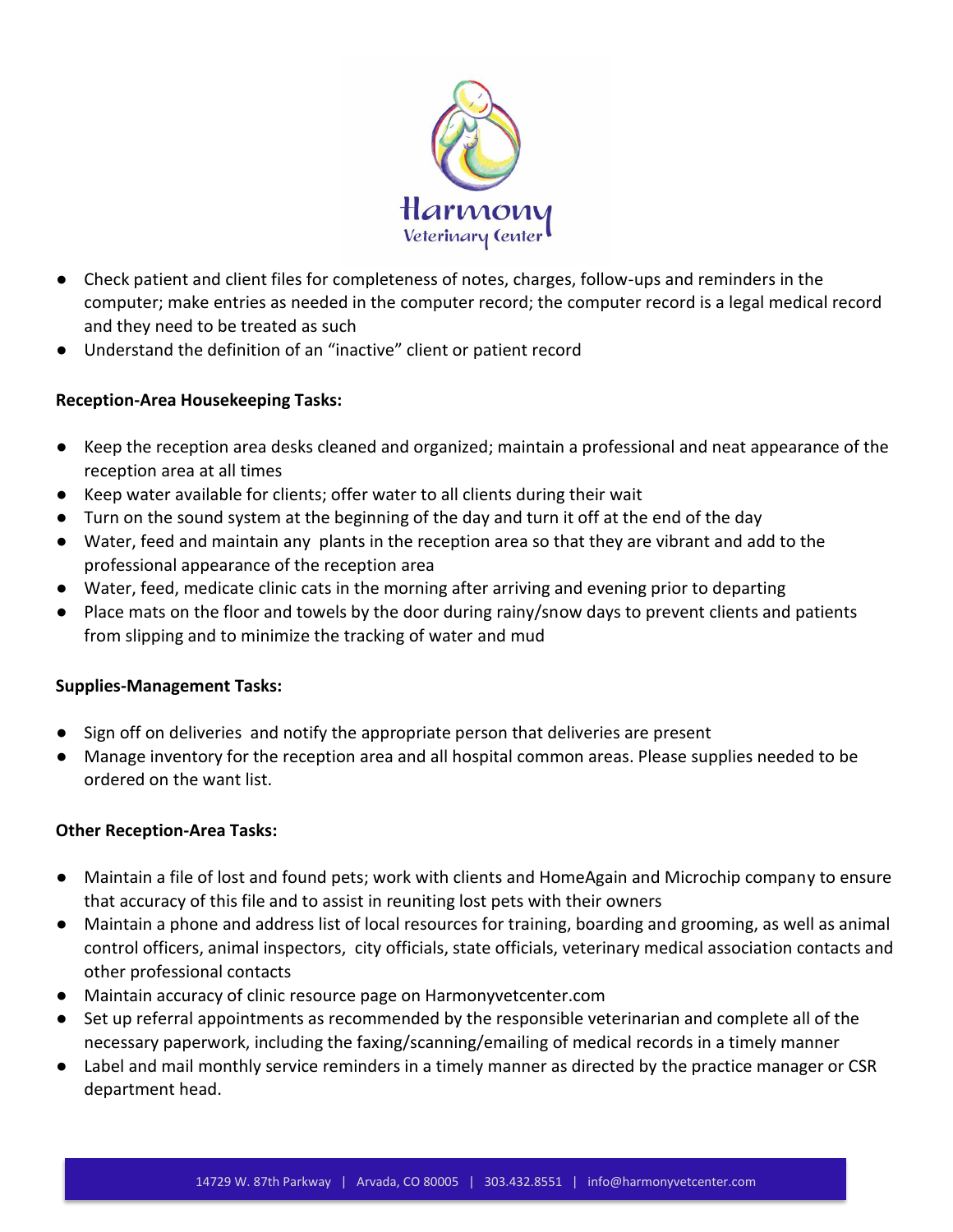- Check patient and client files for completeness of notes, charges, follow-ups and reminders in the computer; make entries as needed in the computer record; the computer record is a legal medical record and they need to be treated as such
- Understand the definition of an "inactive" client or patient record

**Reception-Area Housekeeping Tasks:**

- Keep the reception area desks cleaned and organized; maintain a professional and neat appearance of the reception area at all times
- Keep water available for clients; offer water to all clients during their wait
- Turn on the sound system at the beginning of the day and turn it off at the end of the day
- Water, feed and maintain any plants in the reception area so that they are vibrant and add to the professional appearance of the reception area
- Water, feed, medicate clinic cats in the morning after arriving and evening prior to departing
- Place mats on the floor and towels by the door during rainy/snow days to prevent clients and patients from slipping and to minimize the tracking of water and mud

**Supplies-Management Tasks:**

- Sign off on deliveries and notify the appropriate person that deliveries are present
- Manage inventory for the reception area and all hospital common areas. Please supplies needed to be ordered on the want list.

**Other Reception-Area Tasks:**

- Maintain a file of lost and found pets; work with clients and HomeAgain and Microchip company to ensure that accuracy of this file and to assist in reuniting lost pets with their owners
- Maintain a phone and address list of local resources for training, boarding and grooming, as well as animal control officers, animal inspectors, city officials, state officials, veterinary medical association contacts and other professional contacts
- Maintain accuracy of clinic resource page on Harmonyvetcenter.com
- Set up referral appointments as recommended by the responsible veterinarian and complete all of the necessary paperwork, including the faxing/scanning/emailing of medical records in a timely manner
- Label and mail monthly service reminders in a timely manner as directed by the practice manager or CSR department head.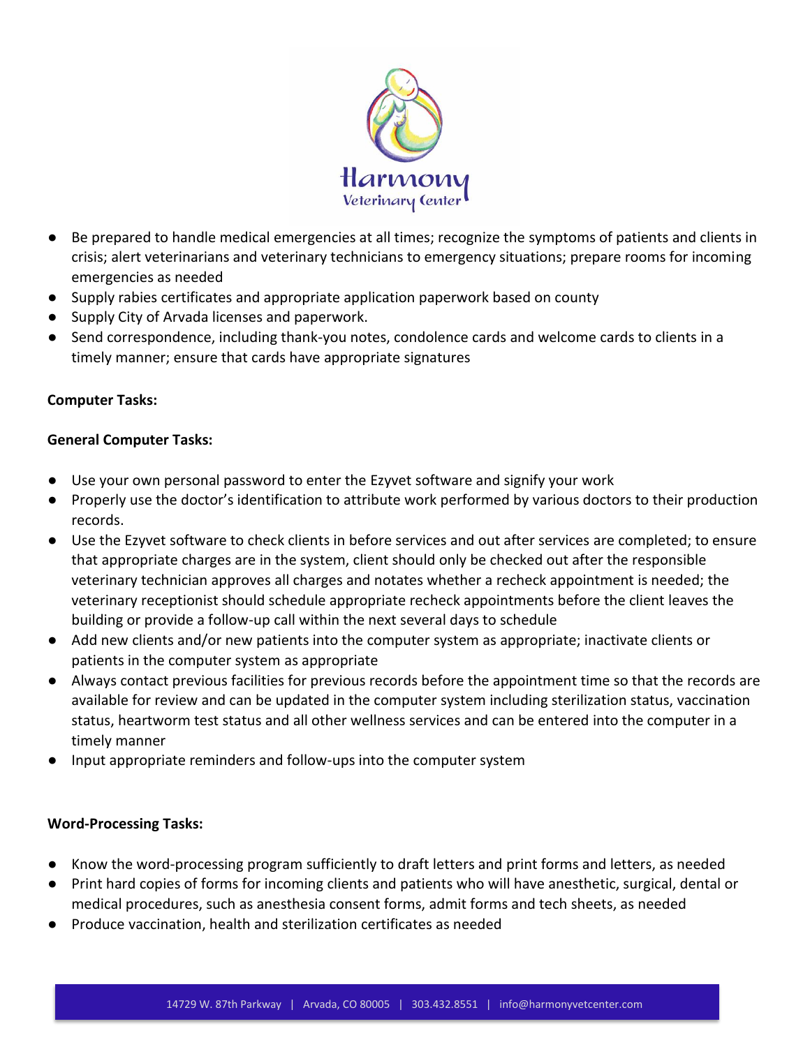- Be prepared to handle medical emergencies at all times; recognize the symptoms of patients and clients in crisis; alert veterinarians and veterinary technicians to emergency situations; prepare rooms for incoming emergencies as needed
- Supply rabies certificates and appropriate application paperwork based on county
- Supply City of Arvada licenses and paperwork.
- Send correspondence, including thank-you notes, condolence cards and welcome cards to clients in a timely manner; ensure that cards have appropriate signatures

**Computer Tasks:**

**General Computer Tasks:**

- Use your own personal password to enter the Ezyvet software and signify your work
- Properly use the doctor's identification to attribute work performed by various doctors to their production records.
- Use the Ezyvet software to check clients in before services and out after services are completed; to ensure that appropriate charges are in the system, client should only be checked out after the responsible veterinary technician approves all charges and notates whether a recheck appointment is needed; the veterinary receptionist should schedule appropriate recheck appointments before the client leaves the building or provide a follow-up call within the next several days to schedule
- Add new clients and/or new patients into the computer system as appropriate; inactivate clients or patients in the computer system as appropriate
- Always contact previous facilities for previous records before the appointment time so that the records are available for review and can be updated in the computer system including sterilization status, vaccination status, heartworm test status and all other wellness services and can be entered into the computer in a timely manner
- Input appropriate reminders and follow-ups into the computer system

**Word-Processing Tasks:**

- Know the word-processing program sufficiently to draft letters and print forms and letters, as needed
- Print hard copies of forms for incoming clients and patients who will have anesthetic, surgical, dental or medical procedures, such as anesthesia consent forms, admit forms and tech sheets, as needed
- Produce vaccination, health and sterilization certificates as needed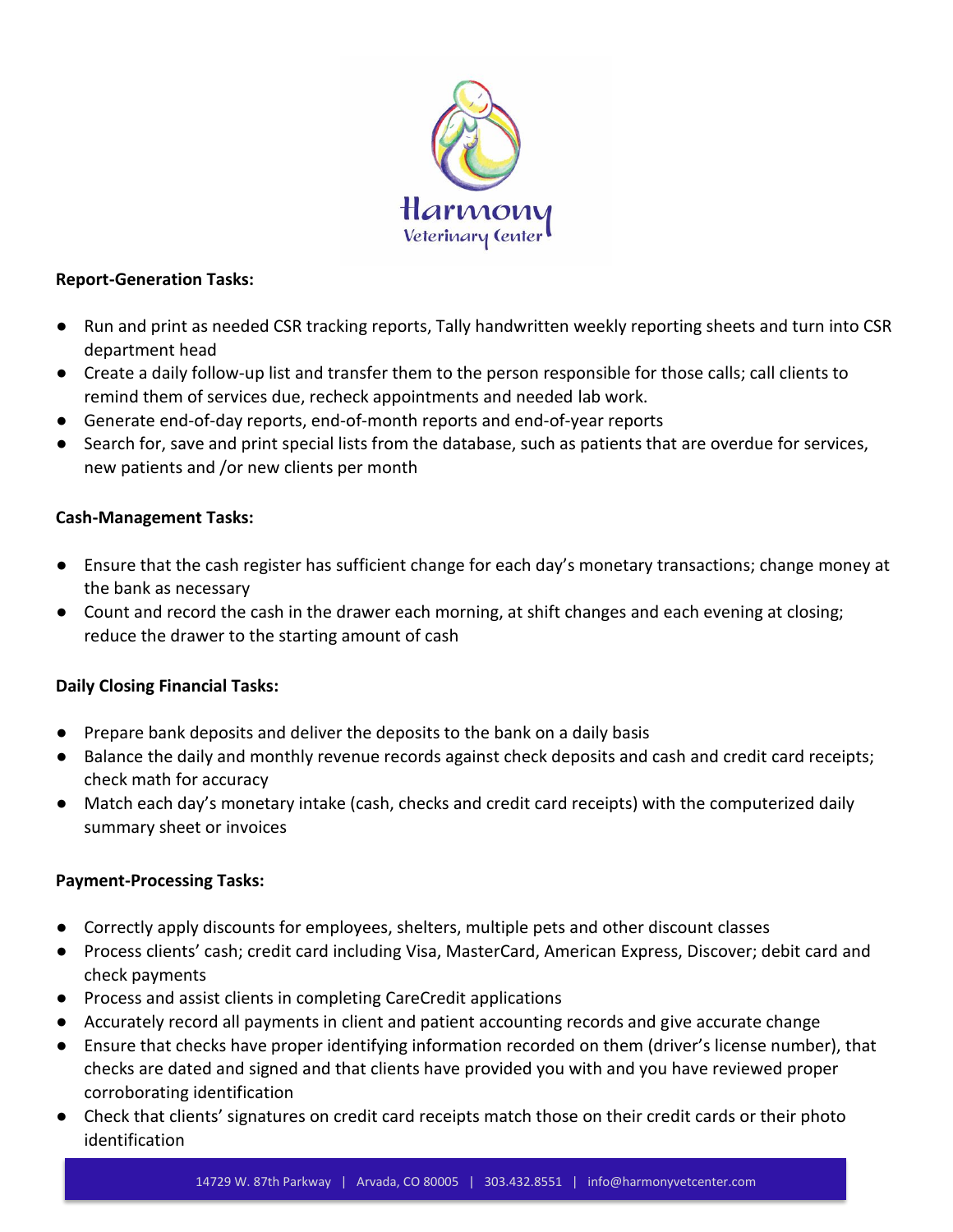**Report-Generation Tasks:**

- Run and print as needed CSR tracking reports, Tally handwritten weekly reporting sheets and turn into CSR department head
- Create a daily follow-up list and transfer them to the person responsible for those calls; call clients to remind them of services due, recheck appointments and needed lab work.
- Generate end-of-day reports, end-of-month reports and end-of-year reports
- Search for, save and print special lists from the database, such as patients that are overdue for services, new patients and /or new clients per month

**Cash-Management Tasks:**

- Ensure that the cash register has sufficient change for each day's monetary transactions; change money at the bank as necessary
- Count and record the cash in the drawer each morning, at shift changes and each evening at closing; reduce the drawer to the starting amount of cash

**Daily Closing Financial Tasks:**

- Prepare bank deposits and deliver the deposits to the bank on a daily basis
- Balance the daily and monthly revenue records against check deposits and cash and credit card receipts; check math for accuracy
- Match each day's monetary intake (cash, checks and credit card receipts) with the computerized daily summary sheet or invoices

**Payment-Processing Tasks:**

- Correctly apply discounts for employees, shelters, multiple pets and other discount classes
- Process clients' cash; credit card including Visa, MasterCard, American Express, Discover; debit card and check payments
- Process and assist clients in completing CareCredit applications
- Accurately record all payments in client and patient accounting records and give accurate change
- Ensure that checks have proper identifying information recorded on them (driver's license number), that checks are dated and signed and that clients have provided you with and you have reviewed proper corroborating identification
- Check that clients' signatures on credit card receipts match those on their credit cards or their photo identification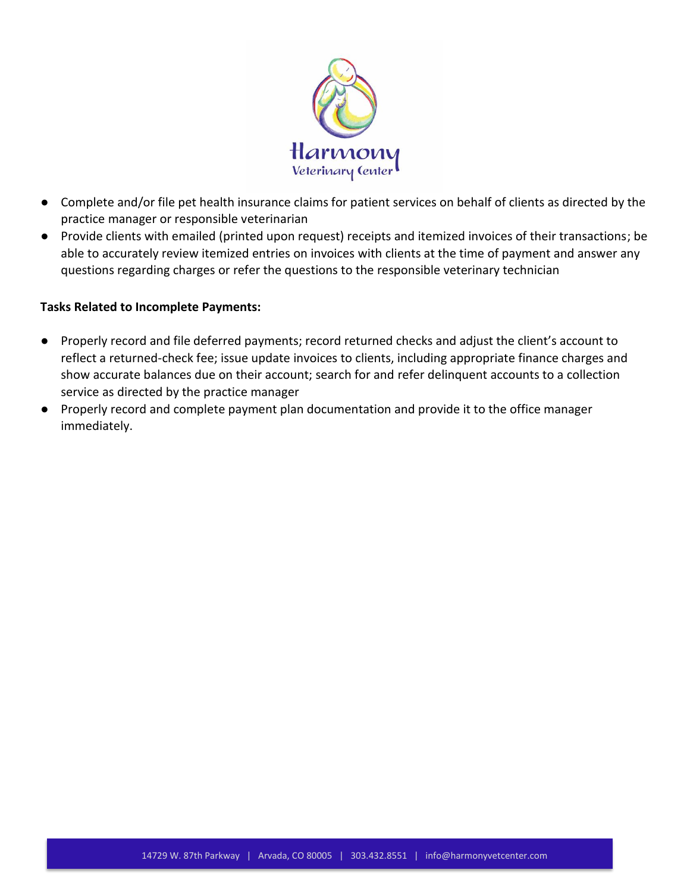- Complete and/or file pet health insurance claims for patient services on behalf of clients as directed by the practice manager or responsible veterinarian
- Provide clients with emailed (printed upon request) receipts and itemized invoices of their transactions; be able to accurately review itemized entries on invoices with clients at the time of payment and answer any questions regarding charges or refer the questions to the responsible veterinary technician

**Tasks Related to Incomplete Payments:**

- Properly record and file deferred payments; record returned checks and adjust the client's account to reflect a returned-check fee; issue update invoices to clients, including appropriate finance charges and show accurate balances due on their account; search for and refer delinquent accounts to a collection service as directed by the practice manager
- Properly record and complete payment plan documentation and provide it to the office manager immediately.